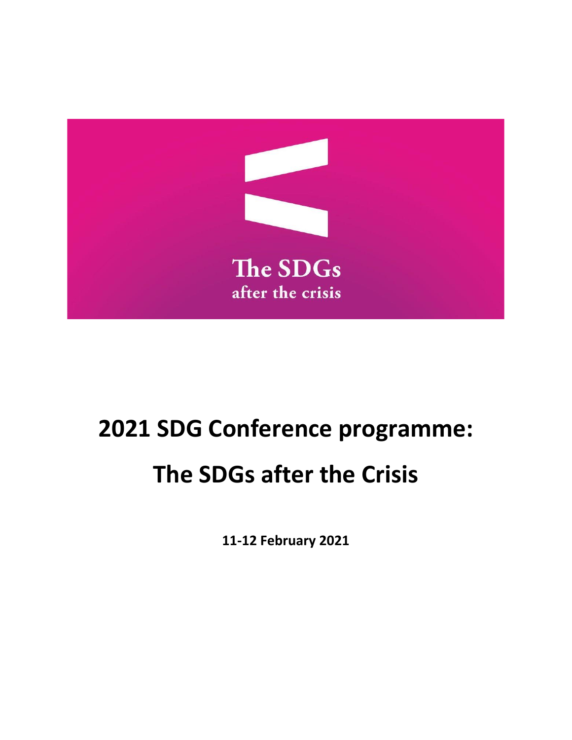The SDGs
after the crisis

# 2021 SDG Conference programme:

# The SDGs after the Crisis

**11-12 February 2021**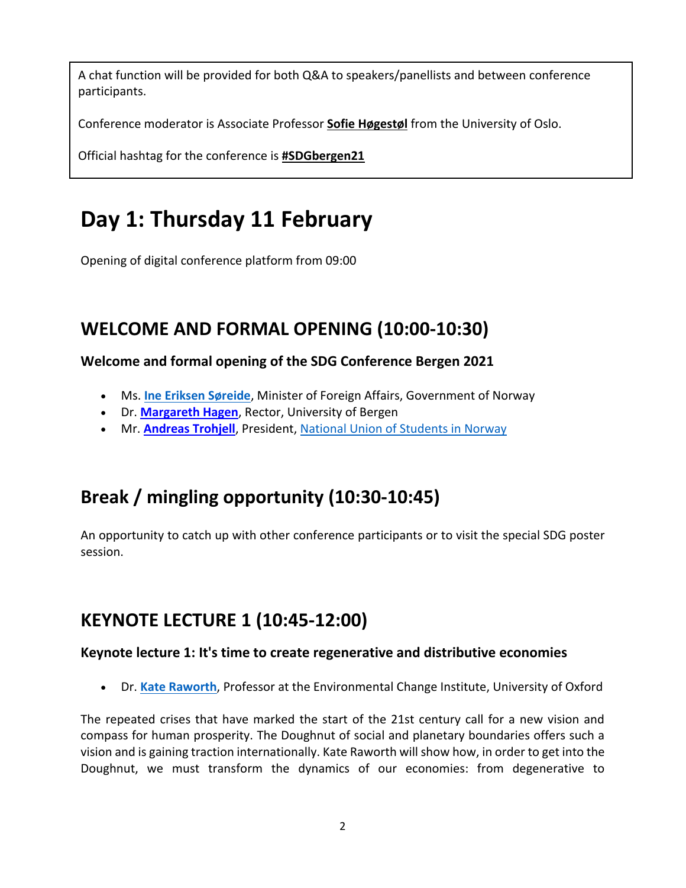A chat function will be provided for both Q&A to speakers/panellists and between conference participants.

Conference moderator is Associate Professor **Sofie Høgestøl** from the University of Oslo.

Official hashtag for the conference is **#SDGbergen21**

# Day 1: Thursday 11 February

Opening of digital conference platform from 09:00

## WELCOME AND FORMAL OPENING (10:00-10:30)

### Welcome and formal opening of the SDG Conference Bergen 2021

- Ms. **Ine Eriksen Søreide**, Minister of Foreign Affairs, Government of Norway
- Dr. **Margareth Hagen**, Rector, University of Bergen
- Mr. **Andreas Trohjell**, President, National Union of Students in Norway

## Break / mingling opportunity (10:30-10:45)

An opportunity to catch up with other conference participants or to visit the special SDG poster session.

## KEYNOTE LECTURE 1 (10:45-12:00)

### Keynote lecture 1: It's time to create regenerative and distributive economies

- Dr. **Kate Raworth**, Professor at the Environmental Change Institute, University of Oxford

The repeated crises that have marked the start of the 21st century call for a new vision and compass for human prosperity. The Doughnut of social and planetary boundaries offers such a vision and is gaining traction internationally. Kate Raworth will show how, in order to get into the Doughnut, we must transform the dynamics of our economies: from degenerative to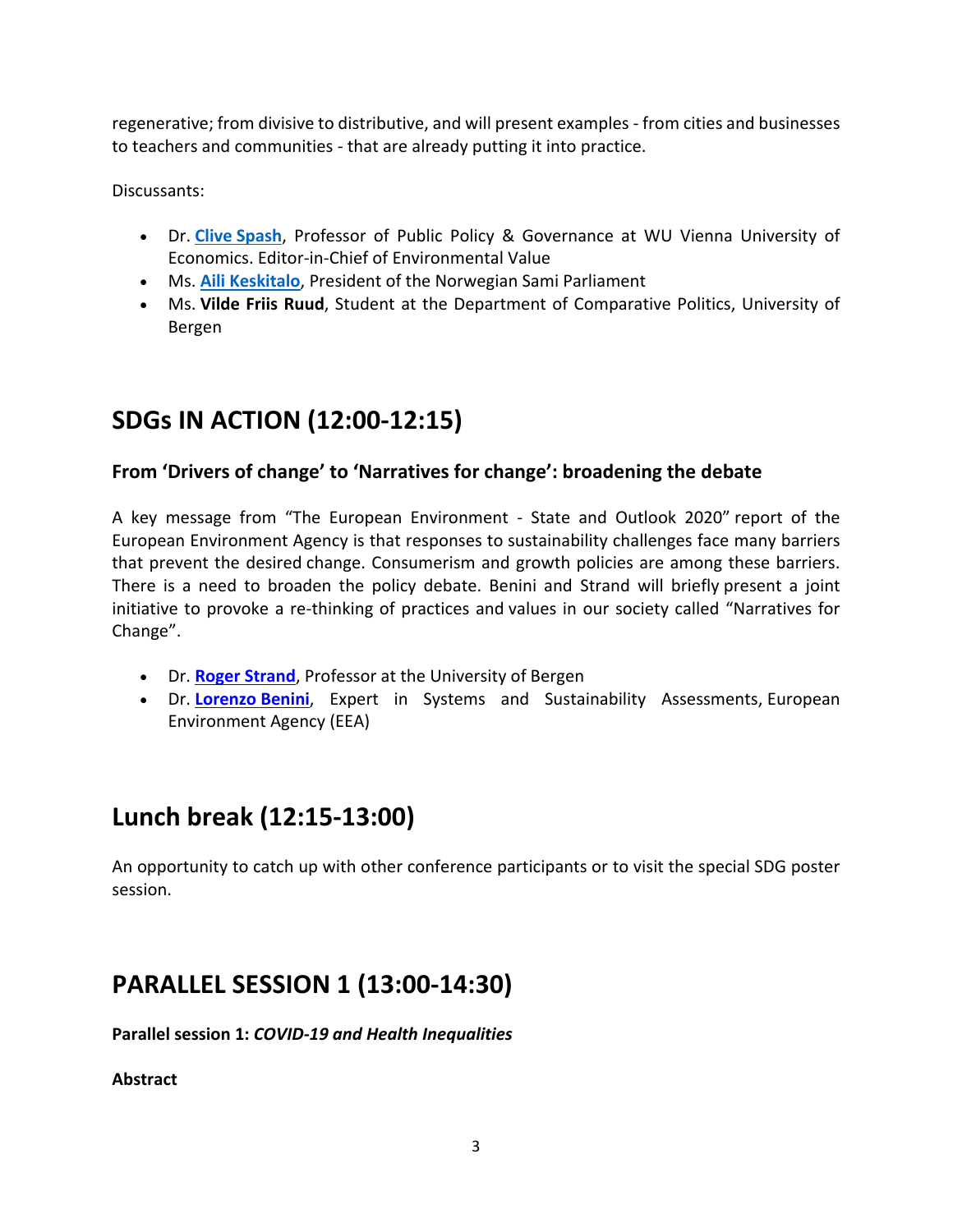regenerative; from divisive to distributive, and will present examples - from cities and businesses to teachers and communities - that are already putting it into practice.

Discussants:

- Dr. **Clive Spash**, Professor of Public Policy & Governance at WU Vienna University of Economics. Editor-in-Chief of Environmental Value
- Ms. **Aili Keskitalo**, President of the Norwegian Sami Parliament
- Ms. **Vilde Friis Ruud**, Student at the Department of Comparative Politics, University of Bergen

## SDGs IN ACTION (12:00-12:15)

### From 'Drivers of change' to 'Narratives for change': broadening the debate

A key message from "The European Environment - State and Outlook 2020" report of the European Environment Agency is that responses to sustainability challenges face many barriers that prevent the desired change. Consumerism and growth policies are among these barriers. There is a need to broaden the policy debate. Benini and Strand will briefly present a joint initiative to provoke a re-thinking of practices and values in our society called "Narratives for Change".

- Dr. **Roger Strand**, Professor at the University of Bergen
- Dr. **Lorenzo Benini**, Expert in Systems and Sustainability Assessments, European Environment Agency (EEA)

## Lunch break (12:15-13:00)

An opportunity to catch up with other conference participants or to visit the special SDG poster session.

## PARALLEL SESSION 1 (13:00-14:30)

**Parallel session 1: *COVID-19 and Health Inequalities***

**Abstract**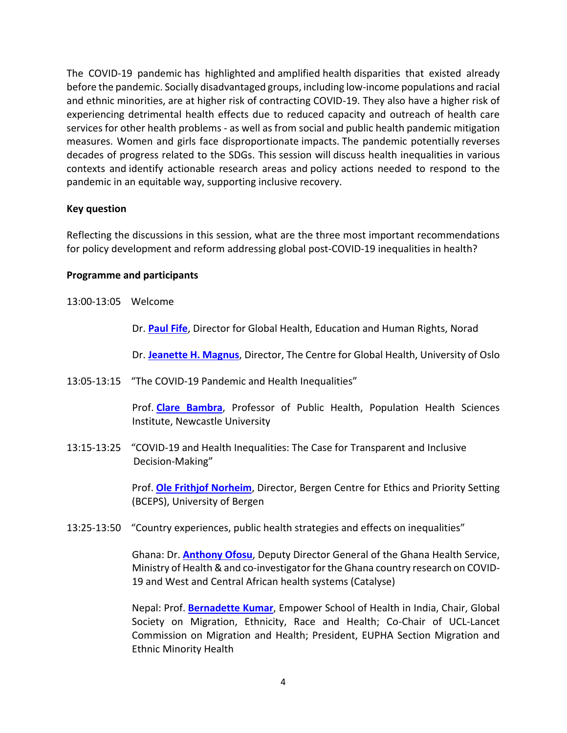The COVID-19 pandemic has highlighted and amplified health disparities that existed already before the pandemic. Socially disadvantaged groups, including low-income populations and racial and ethnic minorities, are at higher risk of contracting COVID-19. They also have a higher risk of experiencing detrimental health effects due to reduced capacity and outreach of health care services for other health problems - as well as from social and public health pandemic mitigation measures. Women and girls face disproportionate impacts. The pandemic potentially reverses decades of progress related to the SDGs. This session will discuss health inequalities in various contexts and identify actionable research areas and policy actions needed to respond to the pandemic in an equitable way, supporting inclusive recovery.

**Key question**

Reflecting the discussions in this session, what are the three most important recommendations for policy development and reform addressing global post-COVID-19 inequalities in health?

**Programme and participants**

13:00-13:05 Welcome

Dr. **Paul Fife**, Director for Global Health, Education and Human Rights, Norad

Dr. **Jeanette H. Magnus**, Director, The Centre for Global Health, University of Oslo

13:05-13:15 "The COVID-19 Pandemic and Health Inequalities"

Prof. **Clare Bambra**, Professor of Public Health, Population Health Sciences Institute, Newcastle University

13:15-13:25 "COVID-19 and Health Inequalities: The Case for Transparent and Inclusive Decision-Making"

Prof. **Ole Frithjof Norheim**, Director, Bergen Centre for Ethics and Priority Setting (BCEPS), University of Bergen

13:25-13:50 "Country experiences, public health strategies and effects on inequalities"

Ghana: Dr. **Anthony Ofosu**, Deputy Director General of the Ghana Health Service, Ministry of Health & and co-investigator for the Ghana country research on COVID-19 and West and Central African health systems (Catalyse)

Nepal: Prof. **Bernadette Kumar**, Empower School of Health in India, Chair, Global Society on Migration, Ethnicity, Race and Health; Co-Chair of UCL-Lancet Commission on Migration and Health; President, EUPHA Section Migration and Ethnic Minority Health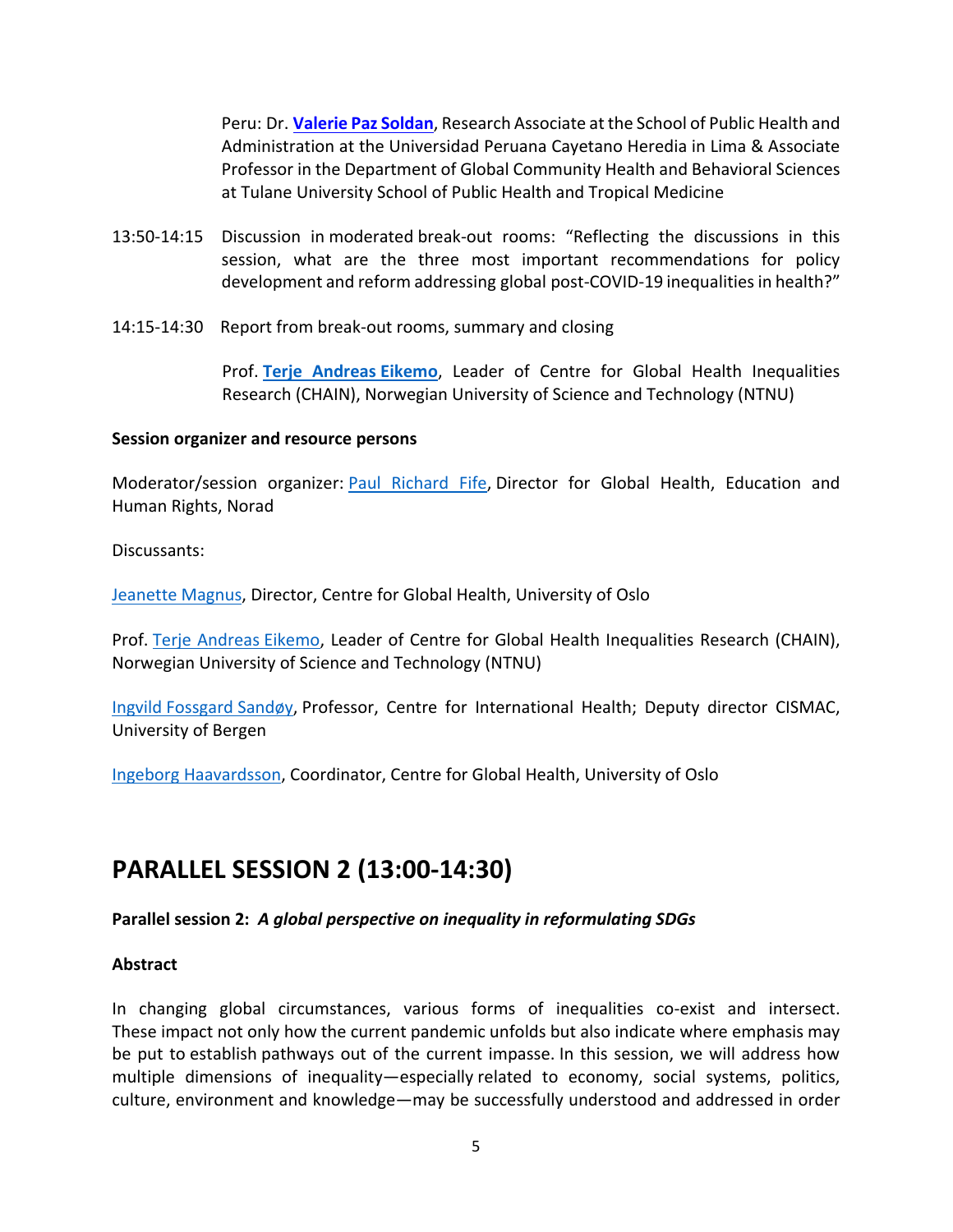Peru: Dr. **Valerie Paz Soldan**, Research Associate at the School of Public Health and Administration at the Universidad Peruana Cayetano Heredia in Lima & Associate Professor in the Department of Global Community Health and Behavioral Sciences at Tulane University School of Public Health and Tropical Medicine

13:50-14:15 Discussion in moderated break-out rooms: "Reflecting the discussions in this session, what are the three most important recommendations for policy development and reform addressing global post-COVID-19 inequalities in health?"

14:15-14:30 Report from break-out rooms, summary and closing

Prof. **Terje Andreas Eikemo**, Leader of Centre for Global Health Inequalities Research (CHAIN), Norwegian University of Science and Technology (NTNU)

**Session organizer and resource persons**

Moderator/session organizer: Paul Richard Fife, Director for Global Health, Education and Human Rights, Norad

Discussants:

Jeanette Magnus, Director, Centre for Global Health, University of Oslo

Prof. Terje Andreas Eikemo, Leader of Centre for Global Health Inequalities Research (CHAIN), Norwegian University of Science and Technology (NTNU)

Ingvild Fossgard Sandøy, Professor, Centre for International Health; Deputy director CISMAC, University of Bergen

Ingeborg Haavardsson, Coordinator, Centre for Global Health, University of Oslo

# PARALLEL SESSION 2 (13:00-14:30)

**Parallel session 2:** ***A global perspective on inequality in reformulating SDGs***

**Abstract**

In changing global circumstances, various forms of inequalities co-exist and intersect. These impact not only how the current pandemic unfolds but also indicate where emphasis may be put to establish pathways out of the current impasse. In this session, we will address how multiple dimensions of inequality—especially related to economy, social systems, politics, culture, environment and knowledge—may be successfully understood and addressed in order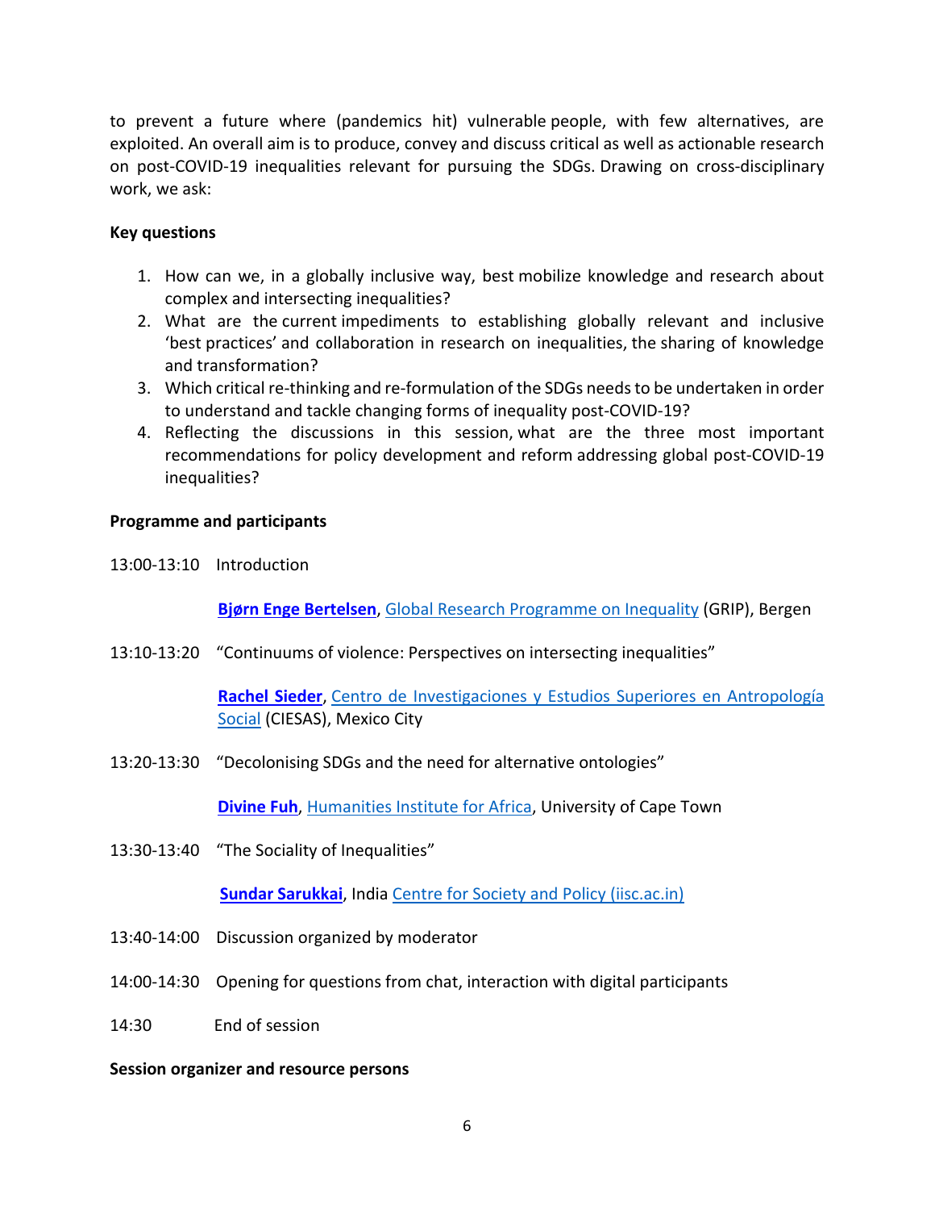to prevent a future where (pandemics hit) vulnerable people, with few alternatives, are exploited. An overall aim is to produce, convey and discuss critical as well as actionable research on post-COVID-19 inequalities relevant for pursuing the SDGs. Drawing on cross-disciplinary work, we ask:

**Key questions**

1. How can we, in a globally inclusive way, best mobilize knowledge and research about complex and intersecting inequalities?
2. What are the current impediments to establishing globally relevant and inclusive 'best practices' and collaboration in research on inequalities, the sharing of knowledge and transformation?
3. Which critical re-thinking and re-formulation of the SDGs needs to be undertaken in order to understand and tackle changing forms of inequality post-COVID-19?
4. Reflecting the discussions in this session, what are the three most important recommendations for policy development and reform addressing global post-COVID-19 inequalities?

**Programme and participants**

13:00-13:10 Introduction

**Bjørn Enge Bertelsen**, Global Research Programme on Inequality (GRIP), Bergen

13:10-13:20 "Continuums of violence: Perspectives on intersecting inequalities"

**Rachel Sieder**, Centro de Investigaciones y Estudios Superiores en Antropología Social (CIESAS), Mexico City

13:20-13:30 "Decolonising SDGs and the need for alternative ontologies"

**Divine Fuh**, Humanities Institute for Africa, University of Cape Town

13:30-13:40 "The Sociality of Inequalities"

**Sundar Sarukkai**, India Centre for Society and Policy (iisc.ac.in)

13:40-14:00 Discussion organized by moderator

14:00-14:30 Opening for questions from chat, interaction with digital participants

14:30 End of session

**Session organizer and resource persons**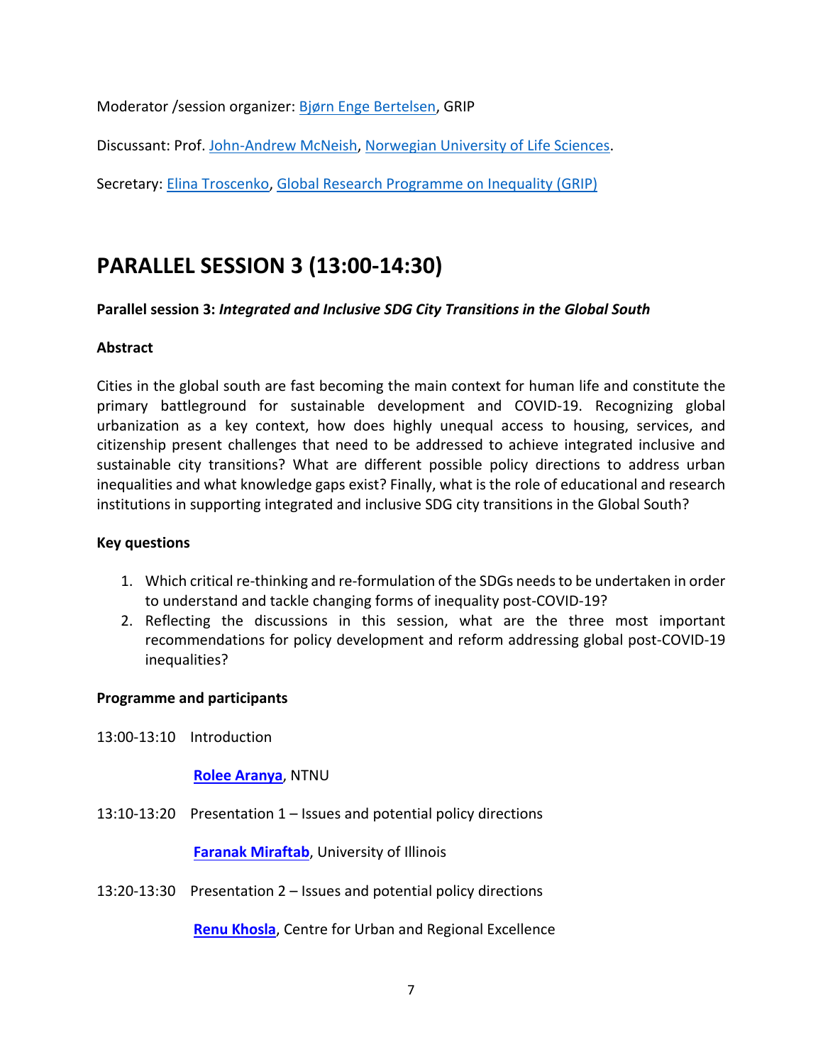Moderator /session organizer: Bjørn Enge Bertelsen, GRIP

Discussant: Prof. John-Andrew McNeish, Norwegian University of Life Sciences.

Secretary: Elina Troscenko, Global Research Programme on Inequality (GRIP)

# PARALLEL SESSION 3 (13:00-14:30)

**Parallel session 3: *Integrated and Inclusive SDG City Transitions in the Global South***

**Abstract**

Cities in the global south are fast becoming the main context for human life and constitute the primary battleground for sustainable development and COVID-19. Recognizing global urbanization as a key context, how does highly unequal access to housing, services, and citizenship present challenges that need to be addressed to achieve integrated inclusive and sustainable city transitions? What are different possible policy directions to address urban inequalities and what knowledge gaps exist? Finally, what is the role of educational and research institutions in supporting integrated and inclusive SDG city transitions in the Global South?

**Key questions**

1. Which critical re-thinking and re-formulation of the SDGs needs to be undertaken in order to understand and tackle changing forms of inequality post-COVID-19?
2. Reflecting the discussions in this session, what are the three most important recommendations for policy development and reform addressing global post-COVID-19 inequalities?

**Programme and participants**

13:00-13:10 Introduction

**Rolee Aranya**, NTNU

13:10-13:20 Presentation 1 – Issues and potential policy directions

**Faranak Miraftab**, University of Illinois

13:20-13:30 Presentation 2 – Issues and potential policy directions

**Renu Khosla**, Centre for Urban and Regional Excellence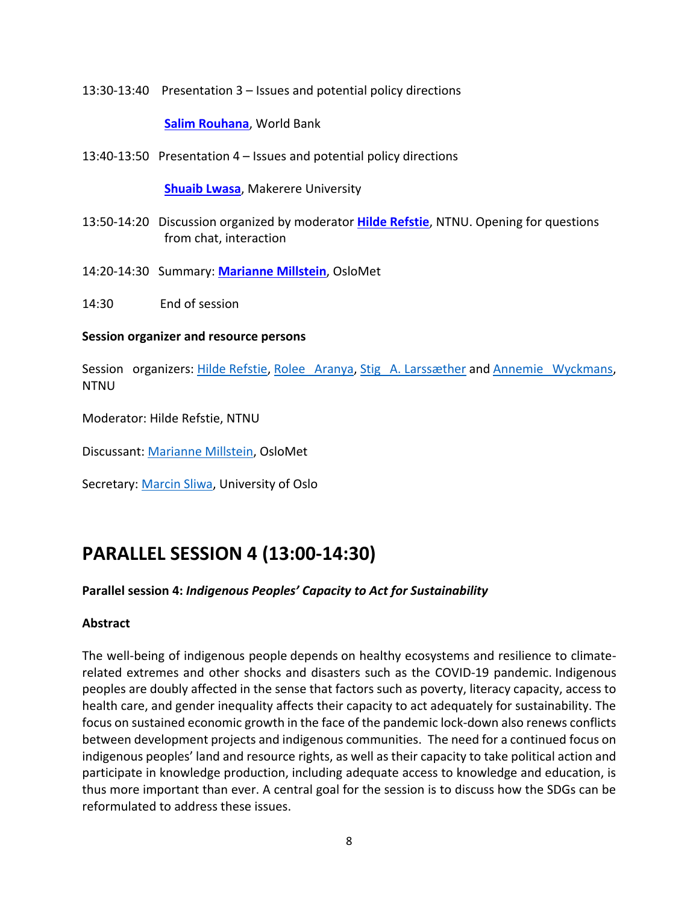13:30-13:40 Presentation 3 – Issues and potential policy directions

**Salim Rouhana**, World Bank

13:40-13:50 Presentation 4 – Issues and potential policy directions

**Shuaib Lwasa**, Makerere University

13:50-14:20 Discussion organized by moderator **Hilde Refstie**, NTNU. Opening for questions from chat, interaction

14:20-14:30 Summary: **Marianne Millstein**, OsloMet

14:30 End of session

**Session organizer and resource persons**

Session organizers: Hilde Refstie, Rolee Aranya, Stig A. Larssæther and Annemie Wyckmans, NTNU

Moderator: Hilde Refstie, NTNU

Discussant: Marianne Millstein, OsloMet

Secretary: Marcin Sliwa, University of Oslo

# PARALLEL SESSION 4 (13:00-14:30)

**Parallel session 4: *Indigenous Peoples' Capacity to Act for Sustainability***

**Abstract**

The well-being of indigenous people depends on healthy ecosystems and resilience to climate-related extremes and other shocks and disasters such as the COVID-19 pandemic. Indigenous peoples are doubly affected in the sense that factors such as poverty, literacy capacity, access to health care, and gender inequality affects their capacity to act adequately for sustainability. The focus on sustained economic growth in the face of the pandemic lock-down also renews conflicts between development projects and indigenous communities. The need for a continued focus on indigenous peoples' land and resource rights, as well as their capacity to take political action and participate in knowledge production, including adequate access to knowledge and education, is thus more important than ever. A central goal for the session is to discuss how the SDGs can be reformulated to address these issues.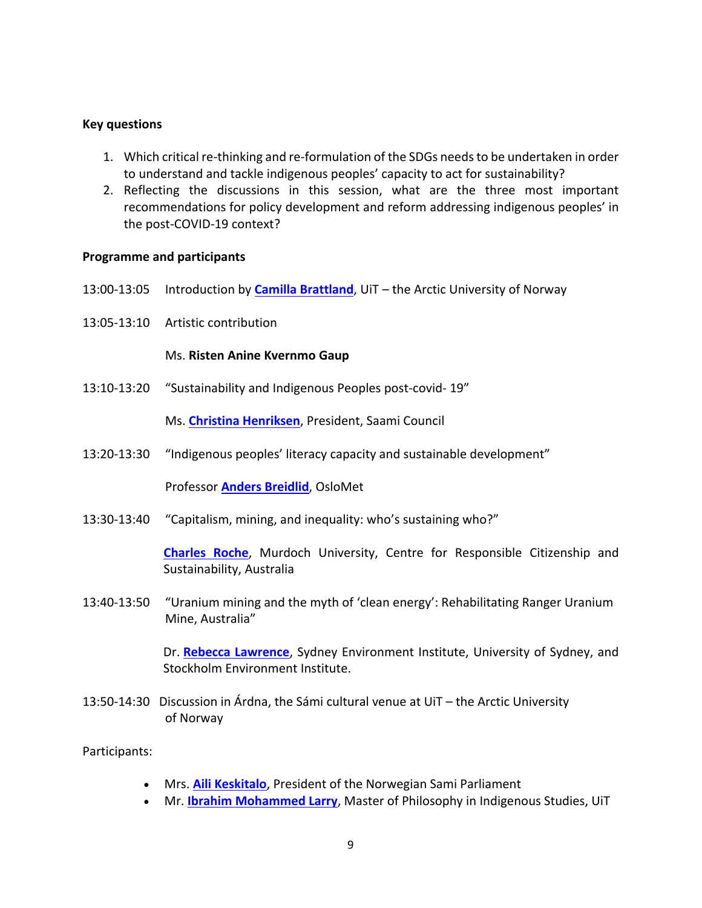**Key questions**

1. Which critical re-thinking and re-formulation of the SDGs needs to be undertaken in order to understand and tackle indigenous peoples' capacity to act for sustainability?
2. Reflecting the discussions in this session, what are the three most important recommendations for policy development and reform addressing indigenous peoples' in the post-COVID-19 context?

**Programme and participants**

13:00-13:05 Introduction by **Camilla Brattland**, UiT – the Arctic University of Norway

13:05-13:10 Artistic contribution

Ms. **Risten Anine Kvernmo Gaup**

13:10-13:20 "Sustainability and Indigenous Peoples post-covid- 19"

Ms. **Christina Henriksen**, President, Saami Council

13:20-13:30 "Indigenous peoples' literacy capacity and sustainable development"

Professor **Anders Breidlid**, OsloMet

13:30-13:40 "Capitalism, mining, and inequality: who's sustaining who?"

**Charles Roche**, Murdoch University, Centre for Responsible Citizenship and Sustainability, Australia

13:40-13:50 "Uranium mining and the myth of 'clean energy': Rehabilitating Ranger Uranium Mine, Australia"

Dr. **Rebecca Lawrence**, Sydney Environment Institute, University of Sydney, and Stockholm Environment Institute.

13:50-14:30 Discussion in Árdna, the Sámi cultural venue at UiT – the Arctic University of Norway

Participants:

- Mrs. **Aili Keskitalo**, President of the Norwegian Sami Parliament
- Mr. **Ibrahim Mohammed Larry**, Master of Philosophy in Indigenous Studies, UiT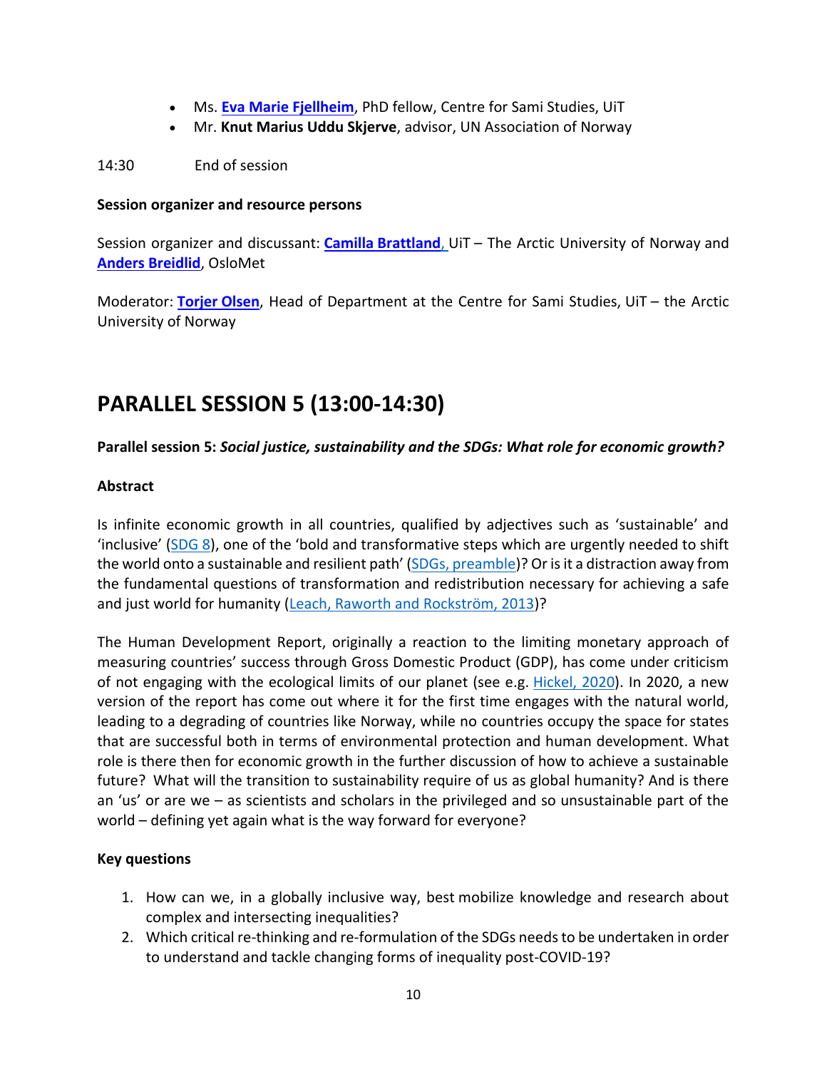- Ms. **Eva Marie Fjellheim**, PhD fellow, Centre for Sami Studies, UiT
- Mr. **Knut Marius Uddu Skjerve**, advisor, UN Association of Norway

14:30 End of session

**Session organizer and resource persons**

Session organizer and discussant: **Camilla Brattland**, UiT – The Arctic University of Norway and **Anders Breidlid**, OsloMet

Moderator: **Torjer Olsen**, Head of Department at the Centre for Sami Studies, UiT – the Arctic University of Norway

# PARALLEL SESSION 5 (13:00-14:30)

**Parallel session 5: *Social justice, sustainability and the SDGs: What role for economic growth?***

**Abstract**

Is infinite economic growth in all countries, qualified by adjectives such as 'sustainable' and 'inclusive' (SDG 8), one of the 'bold and transformative steps which are urgently needed to shift the world onto a sustainable and resilient path' (SDGs, preamble)? Or is it a distraction away from the fundamental questions of transformation and redistribution necessary for achieving a safe and just world for humanity (Leach, Raworth and Rockström, 2013)?

The Human Development Report, originally a reaction to the limiting monetary approach of measuring countries' success through Gross Domestic Product (GDP), has come under criticism of not engaging with the ecological limits of our planet (see e.g. Hickel, 2020). In 2020, a new version of the report has come out where it for the first time engages with the natural world, leading to a degrading of countries like Norway, while no countries occupy the space for states that are successful both in terms of environmental protection and human development. What role is there then for economic growth in the further discussion of how to achieve a sustainable future? What will the transition to sustainability require of us as global humanity? And is there an 'us' or are we – as scientists and scholars in the privileged and so unsustainable part of the world – defining yet again what is the way forward for everyone?

**Key questions**

1. How can we, in a globally inclusive way, best mobilize knowledge and research about complex and intersecting inequalities?
2. Which critical re-thinking and re-formulation of the SDGs needs to be undertaken in order to understand and tackle changing forms of inequality post-COVID-19?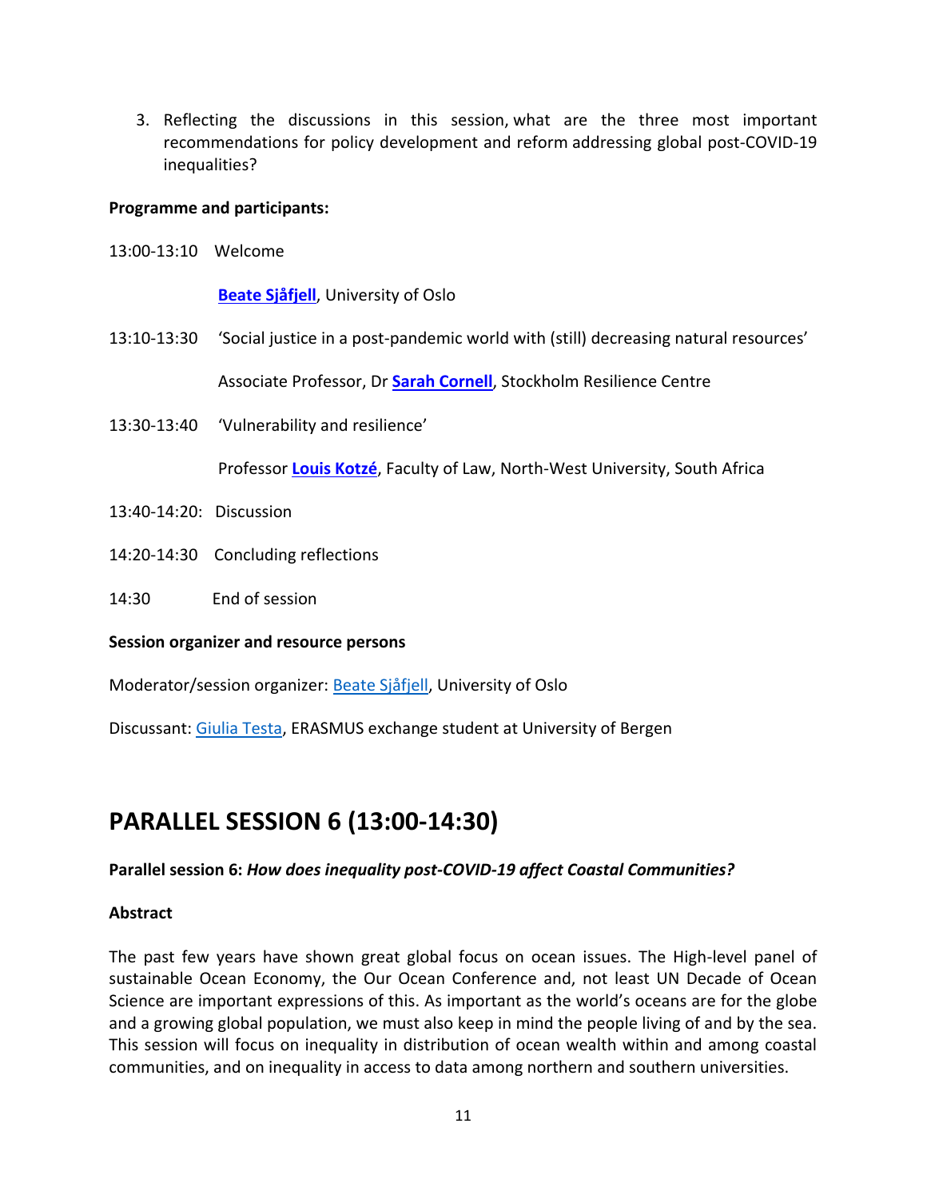3. Reflecting the discussions in this session, what are the three most important recommendations for policy development and reform addressing global post-COVID-19 inequalities?

**Programme and participants:**

13:00-13:10 Welcome

**Beate Sjåfjell**, University of Oslo

13:10-13:30 'Social justice in a post-pandemic world with (still) decreasing natural resources'

Associate Professor, Dr **Sarah Cornell**, Stockholm Resilience Centre

13:30-13:40 'Vulnerability and resilience'

Professor **Louis Kotzé**, Faculty of Law, North-West University, South Africa

13:40-14:20: Discussion

14:20-14:30 Concluding reflections

14:30 End of session

**Session organizer and resource persons**

Moderator/session organizer: Beate Sjåfjell, University of Oslo

Discussant: Giulia Testa, ERASMUS exchange student at University of Bergen

# PARALLEL SESSION 6 (13:00-14:30)

**Parallel session 6:** ***How does inequality post-COVID-19 affect Coastal Communities?***

**Abstract**

The past few years have shown great global focus on ocean issues. The High-level panel of sustainable Ocean Economy, the Our Ocean Conference and, not least UN Decade of Ocean Science are important expressions of this. As important as the world's oceans are for the globe and a growing global population, we must also keep in mind the people living of and by the sea. This session will focus on inequality in distribution of ocean wealth within and among coastal communities, and on inequality in access to data among northern and southern universities.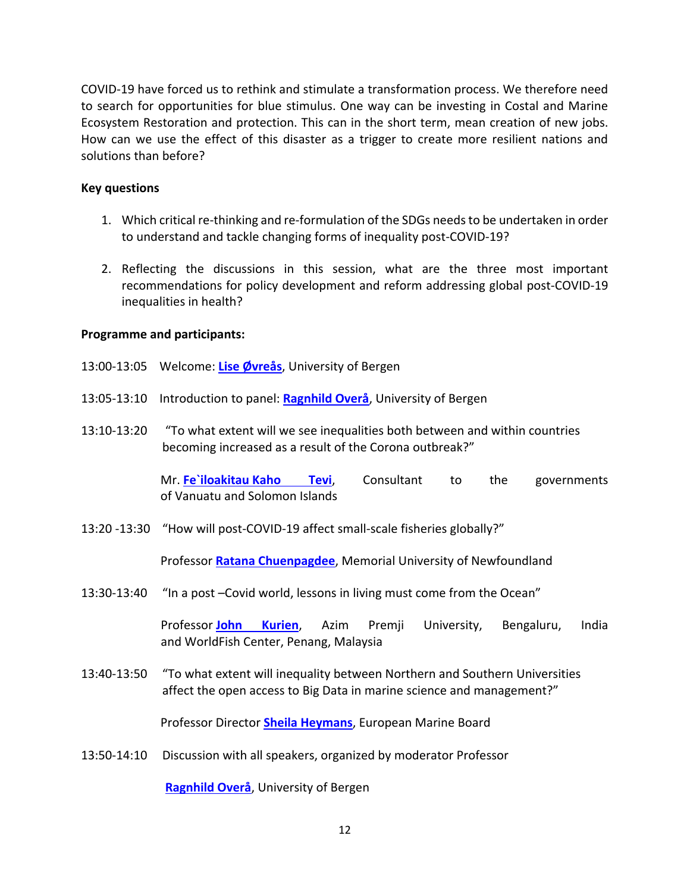COVID-19 have forced us to rethink and stimulate a transformation process. We therefore need to search for opportunities for blue stimulus. One way can be investing in Costal and Marine Ecosystem Restoration and protection. This can in the short term, mean creation of new jobs. How can we use the effect of this disaster as a trigger to create more resilient nations and solutions than before?

**Key questions**

1. Which critical re-thinking and re-formulation of the SDGs needs to be undertaken in order to understand and tackle changing forms of inequality post-COVID-19?
2. Reflecting the discussions in this session, what are the three most important recommendations for policy development and reform addressing global post-COVID-19 inequalities in health?

**Programme and participants:**

13:00-13:05 Welcome: **Lise Øvreås**, University of Bergen

13:05-13:10 Introduction to panel: **Ragnhild Overå**, University of Bergen

13:10-13:20 "To what extent will we see inequalities both between and within countries becoming increased as a result of the Corona outbreak?"

Mr. **Fe`iloakitau Kaho Tevi**, Consultant to the governments of Vanuatu and Solomon Islands

13:20 -13:30 "How will post-COVID-19 affect small-scale fisheries globally?"

Professor **Ratana Chuenpagdee**, Memorial University of Newfoundland

13:30-13:40 "In a post –Covid world, lessons in living must come from the Ocean"

Professor **John Kurien**, Azim Premji University, Bengaluru, India and WorldFish Center, Penang, Malaysia

13:40-13:50 "To what extent will inequality between Northern and Southern Universities affect the open access to Big Data in marine science and management?"

Professor Director **Sheila Heymans**, European Marine Board

13:50-14:10 Discussion with all speakers, organized by moderator Professor **Ragnhild Overå**, University of Bergen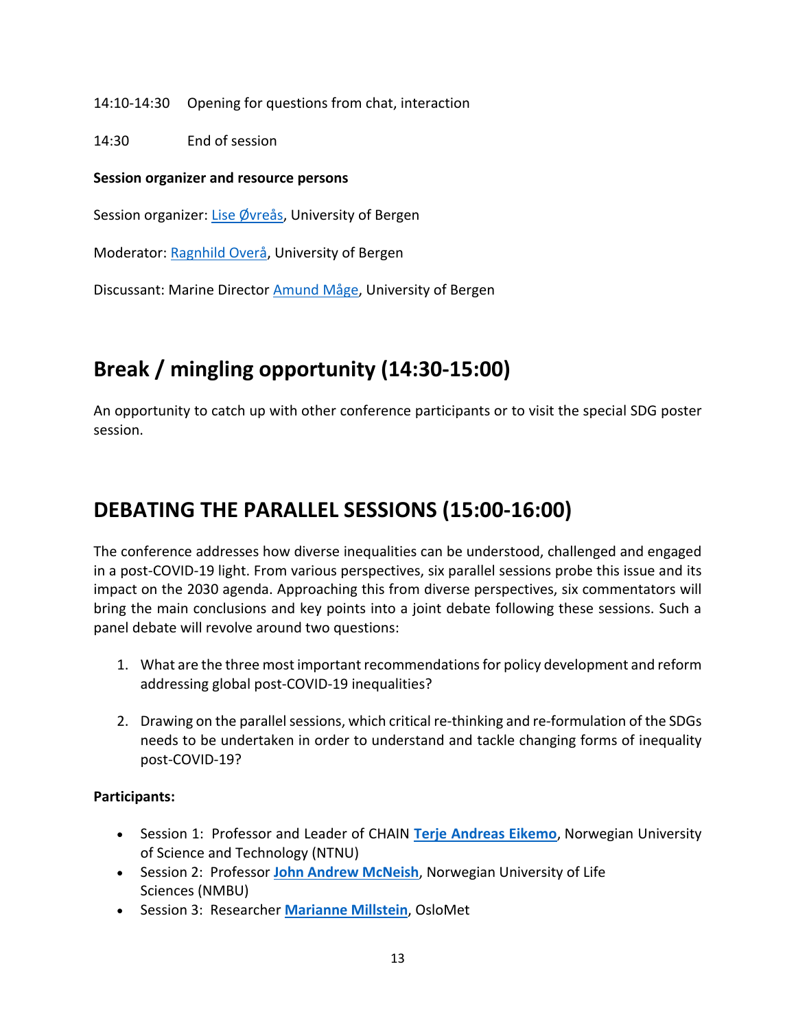14:10-14:30 Opening for questions from chat, interaction

14:30 End of session

**Session organizer and resource persons**

Session organizer: Lise Øvreås, University of Bergen

Moderator: Ragnhild Overå, University of Bergen

Discussant: Marine Director Amund Måge, University of Bergen

## Break / mingling opportunity (14:30-15:00)

An opportunity to catch up with other conference participants or to visit the special SDG poster session.

## DEBATING THE PARALLEL SESSIONS (15:00-16:00)

The conference addresses how diverse inequalities can be understood, challenged and engaged in a post-COVID-19 light. From various perspectives, six parallel sessions probe this issue and its impact on the 2030 agenda. Approaching this from diverse perspectives, six commentators will bring the main conclusions and key points into a joint debate following these sessions. Such a panel debate will revolve around two questions:

1. What are the three most important recommendations for policy development and reform addressing global post-COVID-19 inequalities?

2. Drawing on the parallel sessions, which critical re-thinking and re-formulation of the SDGs needs to be undertaken in order to understand and tackle changing forms of inequality post-COVID-19?

**Participants:**

- Session 1: Professor and Leader of CHAIN **Terje Andreas Eikemo**, Norwegian University of Science and Technology (NTNU)
- Session 2: Professor **John Andrew McNeish**, Norwegian University of Life Sciences (NMBU)
- Session 3: Researcher **Marianne Millstein**, OsloMet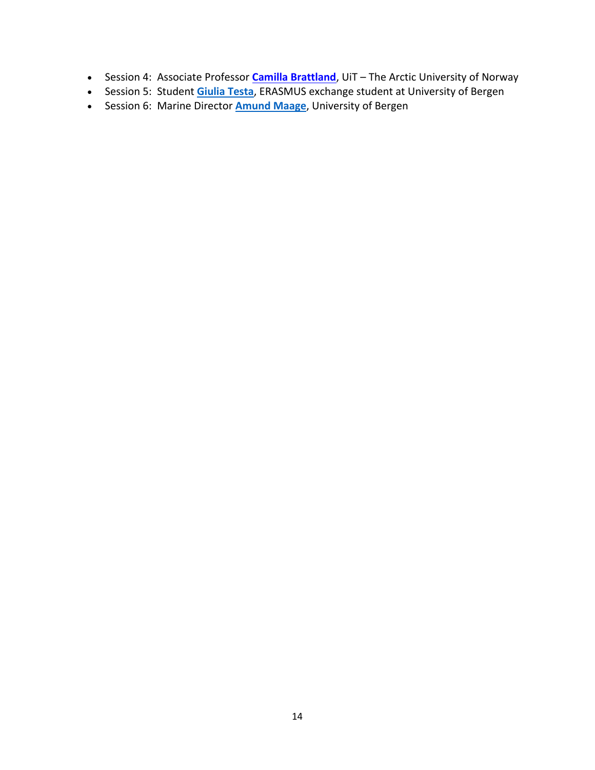- Session 4:  Associate Professor **Camilla Brattland**, UiT – The Arctic University of Norway
- Session 5:  Student **Giulia Testa**, ERASMUS exchange student at University of Bergen
- Session 6:  Marine Director **Amund Maage**, University of Bergen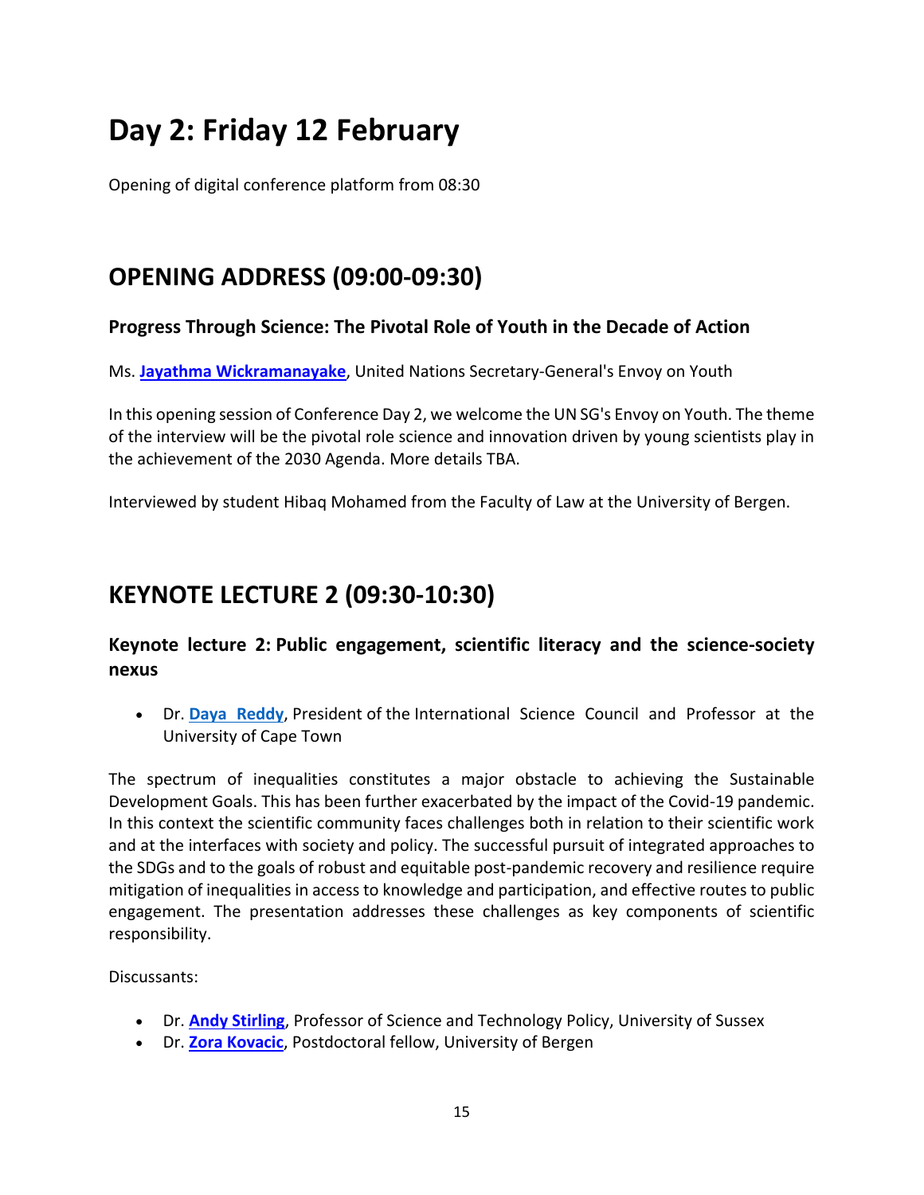# Day 2: Friday 12 February

Opening of digital conference platform from 08:30

## OPENING ADDRESS (09:00-09:30)

### Progress Through Science: The Pivotal Role of Youth in the Decade of Action

Ms. **Jayathma Wickramanayake**, United Nations Secretary-General's Envoy on Youth

In this opening session of Conference Day 2, we welcome the UN SG's Envoy on Youth. The theme of the interview will be the pivotal role science and innovation driven by young scientists play in the achievement of the 2030 Agenda. More details TBA.

Interviewed by student Hibaq Mohamed from the Faculty of Law at the University of Bergen.

## KEYNOTE LECTURE 2 (09:30-10:30)

### Keynote lecture 2: Public engagement, scientific literacy and the science-society nexus

- Dr. **Daya Reddy**, President of the International Science Council and Professor at the University of Cape Town

The spectrum of inequalities constitutes a major obstacle to achieving the Sustainable Development Goals. This has been further exacerbated by the impact of the Covid-19 pandemic. In this context the scientific community faces challenges both in relation to their scientific work and at the interfaces with society and policy. The successful pursuit of integrated approaches to the SDGs and to the goals of robust and equitable post-pandemic recovery and resilience require mitigation of inequalities in access to knowledge and participation, and effective routes to public engagement. The presentation addresses these challenges as key components of scientific responsibility.

Discussants:

- Dr. **Andy Stirling**, Professor of Science and Technology Policy, University of Sussex
- Dr. **Zora Kovacic**, Postdoctoral fellow, University of Bergen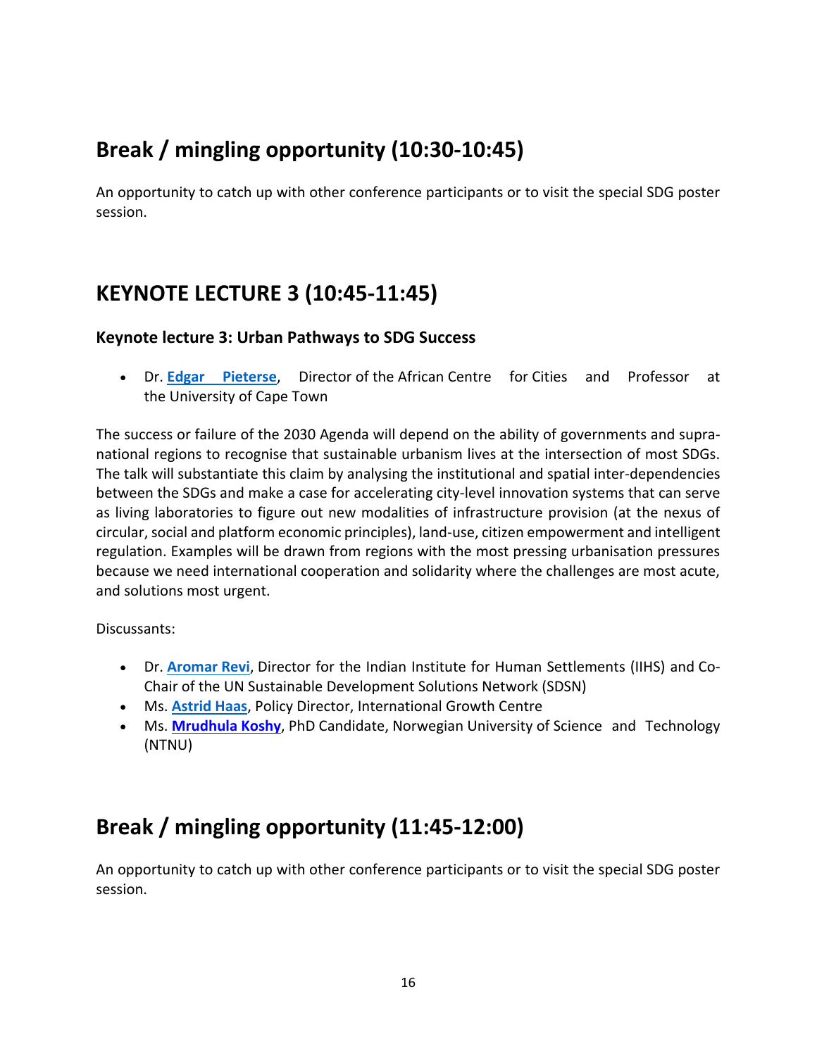## Break / mingling opportunity (10:30-10:45)

An opportunity to catch up with other conference participants or to visit the special SDG poster session.

## KEYNOTE LECTURE 3 (10:45-11:45)

### Keynote lecture 3: Urban Pathways to SDG Success

- Dr. **Edgar Pieterse**, Director of the African Centre for Cities and Professor at the University of Cape Town

The success or failure of the 2030 Agenda will depend on the ability of governments and supra-national regions to recognise that sustainable urbanism lives at the intersection of most SDGs. The talk will substantiate this claim by analysing the institutional and spatial inter-dependencies between the SDGs and make a case for accelerating city-level innovation systems that can serve as living laboratories to figure out new modalities of infrastructure provision (at the nexus of circular, social and platform economic principles), land-use, citizen empowerment and intelligent regulation. Examples will be drawn from regions with the most pressing urbanisation pressures because we need international cooperation and solidarity where the challenges are most acute, and solutions most urgent.

Discussants:

- Dr. **Aromar Revi**, Director for the Indian Institute for Human Settlements (IIHS) and Co-Chair of the UN Sustainable Development Solutions Network (SDSN)
- Ms. **Astrid Haas**, Policy Director, International Growth Centre
- Ms. **Mrudhula Koshy**, PhD Candidate, Norwegian University of Science and Technology (NTNU)

## Break / mingling opportunity (11:45-12:00)

An opportunity to catch up with other conference participants or to visit the special SDG poster session.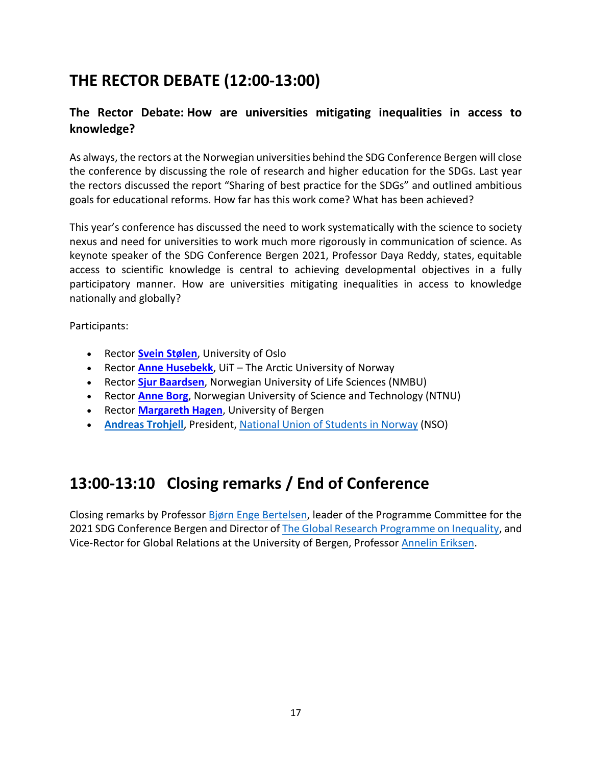## THE RECTOR DEBATE (12:00-13:00)

### The Rector Debate: How are universities mitigating inequalities in access to knowledge?

As always, the rectors at the Norwegian universities behind the SDG Conference Bergen will close the conference by discussing the role of research and higher education for the SDGs. Last year the rectors discussed the report "Sharing of best practice for the SDGs" and outlined ambitious goals for educational reforms. How far has this work come? What has been achieved?

This year's conference has discussed the need to work systematically with the science to society nexus and need for universities to work much more rigorously in communication of science. As keynote speaker of the SDG Conference Bergen 2021, Professor Daya Reddy, states, equitable access to scientific knowledge is central to achieving developmental objectives in a fully participatory manner. How are universities mitigating inequalities in access to knowledge nationally and globally?

Participants:

- Rector **Svein Stølen**, University of Oslo
- Rector **Anne Husebekk**, UiT – The Arctic University of Norway
- Rector **Sjur Baardsen**, Norwegian University of Life Sciences (NMBU)
- Rector **Anne Borg**, Norwegian University of Science and Technology (NTNU)
- Rector **Margareth Hagen**, University of Bergen
- **Andreas Trohjell**, President, National Union of Students in Norway (NSO)

## 13:00-13:10 Closing remarks / End of Conference

Closing remarks by Professor Bjørn Enge Bertelsen, leader of the Programme Committee for the 2021 SDG Conference Bergen and Director of The Global Research Programme on Inequality, and Vice-Rector for Global Relations at the University of Bergen, Professor Annelin Eriksen.